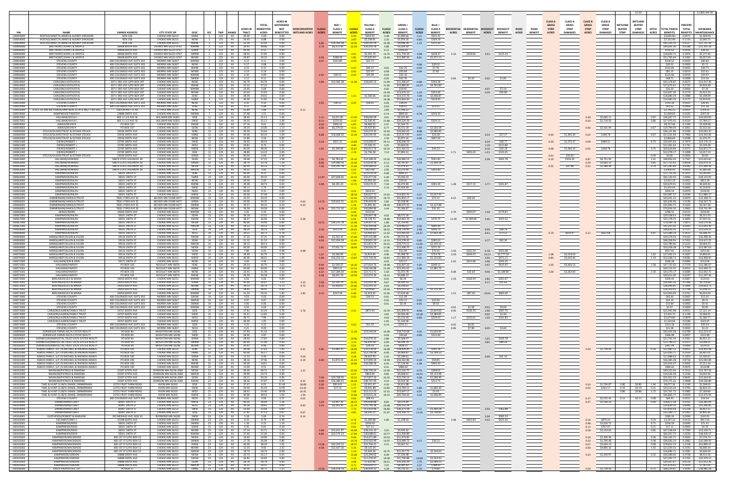| | | | | | | | | | TOTAL | ACRES IN BENEFITTED | NONCONVERTED | CLASS1 | RED = CLASS 1 | CLASS2 | YELLOW = CLASS 2 | CLASS3 | GREEN = CLASS 3 | CLASS4 | BLUE = CLASS 4 | RESIDENTIAL | RESIDENTIAL | WOODLOT | WOODLOT | ROAD | ROAD | CLASS A GRASS STRIP | CLASS A GRASS STRIP | CLASS B GRASS BUFFER | CLASS B GRASS STRIP | WETLAND BUFFER | WETLAND BUFFER | DITCH | TOTAL PARCEL | PERCENT | SEPARABLE |
|---|---|---|---|---|---|---|---|---|---|---|---|---|---|---|---|---|---|---|---|---|---|---|---|---|---|---|---|---|---|---|---|---|---|---|---|
| PIN | NAME | OWNER ADDRESS | CITY STATE ZIP | DESC | SEC | TWP | RANGE | ACRES IN TRACT | BENEFITTED | NOT BENEFITTED | WETLAND ACRES | ACRES | BENEFIT | ACRES | BENEFIT | ACRES | BENEFIT | ACRES | BENEFIT | ACRES | BENEFIT | ACRES | BENEFIT | ACRES | BENEFIT | ACRES | DAMAGES | ACRES | DAMAGES | STRIP | DAMAGES | ACRES | BENEFITS | TOTAL | MAINTENANCE |
| | | | | | | | | | | | | | | | | | | | | | | | | | | | $1.00 | | | | | | | | $1,800,444.00 |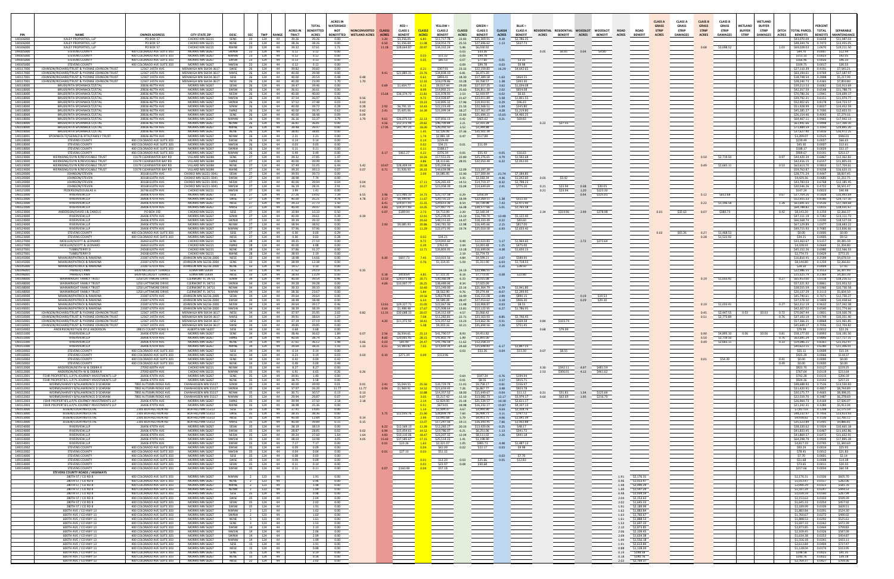| PIN | NAME | OWNER ADDRESS | CITY STATE ZIP | DESC | SEC | TWP | RANGE | ACRES IN TRACT | TOTAL BENEFITTED ACRES | TOTAL PARCEL BENEFITS | PERCENT TOTAL | SEPARABLE MAINTENANCE |
|---|---|---|---|---|---|---|---|---|---|---|---|---|
| 145006000 | KALEY PROPERTIES, LLP | PO BOX 57 | CHOKIO MN 56221 | SENE | 23 | 124 | 44 | 39.26 | 39.26 | $48,987.03 | 0.7474 | $13,987.03 |
| 145006000 | KALEY PROPERTIES, LLP | PO BOX 57 | CHOKIO MN 56221 | NESE | 23 | 124 | 44 | 38.26 | 38.26 | $48,344.76 | 0.7474 | $13,455.35 |
| 145006000 | KALEY PROPERTIES, LLP | PO BOX 57 | CHOKIO MN 56221 | NENE | 23 | 124 | 44 | 39.32 | 37.61 | $69,608.03 | 1.0670 | $19,211.50 |
| 145008000 | STEVENS COUNTY | 400 COLORADO AVE SUITE 303 | MORRIS MN 56267 | SWNW | 23 | 124 | 44 | 0.12 | 0.12 | $44.70 | 0.0007 | $12.44 |
| 145008000 | STEVENS COUNTY | 400 COLORADO AVE SUITE 303 | MORRIS MN 56267 | NWNW | 23 | 124 | 44 | 0.12 | 0.12 | $151.10 | 0.0023 | $42.05 |
| 145008000 | STEVENS COUNTY | 400 COLORADO AVE SUITE 303 | MORRIS MN 56267 | SWSW | 23 | 124 | 44 | 0.13 | 0.13 | $166.46 | 0.0026 | $46.33 |
| 145008000 | STEVENS COUNTY | 400 COLORADO AVE SUITE 303 | MORRIS MN 56267 | NWSW | 23 | 124 | 44 | 0.12 | 0.12 | $108.75 | 0.0017 | $30.15 |
| 145017000 | JOHNSON/RICHARD TRUST & YVONNE JOHNSON TRUST | 12567 145TH AVE | MENAHGA MN 56464-3617 | SWSE | 26 | 124 | 44 | 39.82 | 39.82 | $27,110.29 | 0.4191 | $7,545.21 |
| 145017000 | JOHNSON/RICHARD TRUST & YVONNE JOHNSON TRUST | 12567 145TH AVE | MENAHGA MN 56464-3617 | SWSE | 26 | 124 | 44 | 40.00 | 39.68 | $61,394.61 | 0.7769 | $17,587.97 |
| 145017001 | JOHNSON/RICHARD TRUST & YVONNE JOHNSON TRUST | 12567 145TH AVE | MENAHGA MN 56464-3617 | SESE | 26 | 124 | 44 | 40.00 | 20.54 | $18,748.54 | 0.2898 | $5,217.99 |
| 145017001 | JOHNSON/RICHARD TRUST & YVONNE JOHNSON TRUST | 12567 145TH AVE | MENAHGA MN 56464-3617 | NESE | 26 | 124 | 44 | 40.00 | 23.99 | $28,240.73 | 0.4366 | $7,859.80 |
| 145018000 | BRUER/RITA SPOHNHOLTZ/ETAL | 20836 467TH AVE | MORRIS MN 56267 | SESW | 26 | 124 | 44 | 39.47 | 39.46 | $39,213.53 | 0.6062 | $10,913.69 |
| 145018000 | BRUER/RITA SPOHNHOLTZ/ETAL | 20836 467TH AVE | MORRIS MN 56267 | SWSW | 26 | 124 | 44 | 39.47 | 39.46 | $42,357.59 | 0.6548 | $11,788.72 |
| 145018000 | BRUER/RITA SPOHNHOLTZ/ETAL | 20836 467TH AVE | MORRIS MN 56267 | NESW | 26 | 124 | 44 | 40.00 | 40.00 | $70,780.26 | 1.0941 | $19,699.17 |
| 145018000 | BRUER/RITA SPOHNHOLTZ/ETAL | 20836 467TH AVE | MORRIS MN 56267 | NWSW | 26 | 124 | 44 | 37.54 | 36.97 | $39,782.31 | 0.6151 | $11,074.77 |
| 145018000 | BRUER/RITA SPOHNHOLTZ/ETAL | 20836 467TH AVE | MORRIS MN 56267 | SWNW | 26 | 124 | 44 | 37.52 | 37.48 | $52,902.65 | 0.8178 | $14,723.57 |
| 145018000 | BRUER/RITA SPOHNHOLTZ/ETAL | 20836 467TH AVE | MORRIS MN 56267 | SENW | 26 | 124 | 44 | 40.00 | 39.72 | $51,508.99 | 0.7963 | $14,652.59 |
| 145018000 | BRUER/RITA SPOHNHOLTZ/ETAL | 20836 467TH AVE | MORRIS MN 56267 | SWNE | 26 | 124 | 44 | 40.00 | 39.35 | $45,285.27 | 0.7000 | $12,603.55 |
| 145018000 | BRUER/RITA SPOHNHOLTZ/ETAL | 20836 467TH AVE | MORRIS MN 56267 | SENE | 26 | 124 | 44 | 40.00 | 38.48 | $26,154.46 | 0.4043 | $7,279.16 |
| 145018000 | BRUER/RITA SPOHNHOLTZ/ETAL | 20836 467TH AVE | MORRIS MN 56267 | NWNE | 26 | 124 | 44 | 36.16 | 32.37 | $64,467.11 | 0.9965 | $17,942.13 |
| 145018000 | BRUER/RITA SPOHNHOLTZ/ETAL | 20836 467TH AVE | MORRIS MN 56267 | NENE | 26 | 124 | 44 | 36.81 | 36.81 | $45,491.66 | 0.6948 | $12,660.30 |
| 145018000 | BRUER/RITA SPOHNHOLTZ/ETAL | 20836 467TH AVE | MORRIS MN 56267 | NENW | 26 | 124 | 44 | 39.48 | 39.47 | $71,884.59 | 1.1950 | $19,895.20 |
| 145018000 | BRUER/RITA SPOHNHOLTZ/ETAL | 20836 467TH AVE | MORRIS MN 56267 | NWNW | 26 | 124 | 44 | 38.82 | 38.81 | $37,307.90 | 0.5767 | $10,383.25 |
| 145018001 | SPOHNHOLTZ/GERALD & RITA/FAMILY TRUST | 20836 467TH AVE | MORRIS MN 56267 | NENE | 26 | 124 | 44 | 2.21 | 2.21 | $3,399.07 | 0.0525 | $946.01 |
| 145018002 | STEVENS COUNTY | 400 COLORADO AVE SUITE 303 | MORRIS MN 56267 | NWNW | 26 | 124 | 44 | 0.14 | 0.14 | $239.49 | 0.0037 | $66.65 |
| 145018002 | STEVENS COUNTY | 400 COLORADO AVE SUITE 303 | MORRIS MN 56267 | NWSW | 26 | 124 | 44 | 0.03 | 0.03 | $45.30 | 0.0007 | $12.61 |
| 145018002 | STEVENS COUNTY | 400 COLORADO AVE SUITE 303 | MORRIS MN 56267 | SWNW | 26 | 124 | 44 | 0.11 | 0.11 | $188.17 | 0.0029 | $52.37 |
| 145018002 | STEVENS COUNTY | 400 COLORADO AVE SUITE 303 | MORRIS MN 56267 | NWSW | 26 | 124 | 44 | 0.49 | 0.49 | $909.67 | 0.0141 | $253.17 |
| 145019000 | WERNSING/GLYN R/REVOCABLE TRUST | 15579 CLEARWATER BAY RD | VILLARD MN 56384 | SWNE | 27 | 124 | 44 | 39.32 | 37.85 | $44,400.46 | 0.6863 | $12,362.92 |
| 145019000 | WERNSING/GLYN R/REVOCABLE TRUST | 15579 CLEARWATER BAY RD | VILLARD MN 56384 | SENE | 27 | 124 | 44 | 40.00 | 39.99 | $42,416.15 | 0.6557 | $11,805.03 |
| 145019000 | WERNSING/GLYN R/REVOCABLE TRUST | 15579 CLEARWATER BAY RD | VILLARD MN 56384 | NENE | 27 | 124 | 44 | 37.49 | 31.05 | $63,432.70 | 0.9803 | $17,655.61 |
| 145019000 | WERNSING/GLYN R/REVOCABLE TRUST | 15579 CLEARWATER BAY RD | VILLARD MN 56384 | NWNE | 27 | 124 | 44 | 39.20 | 39.13 | $59,763.87 | 0.9238 | $16,633.15 |
| 145020000 | JOHNSON/STEVEN | 30168 610TH AVE | CHOKIO MN 56221-3041 | SENW | 27 | 124 | 44 | 39.81 | 39.73 | $28,771.29 | 0.4447 | $8,007.45 |
| 145020000 | JOHNSON/STEVEN | 30168 610TH AVE | CHOKIO MN 56221-3041 | SWNW | 27 | 124 | 44 | 38.98 | 7.74 | $4,409.36 | 0.0685 | $1,232.75 |
| 145020000 | JOHNSON/STEVEN | 30168 610TH AVE | CHOKIO MN 56221-3041 | NENW | 27 | 124 | 44 | 40.00 | 39.94 | $43,743.03 | 0.6768 | $12,185.45 |
| 145020000 | JOHNSON/STEVEN | 30168 610TH AVE | CHOKIO MN 56221-3041 | NWNW | 27 | 124 | 44 | 36.19 | 28.31 | $30,546.26 | 0.4722 | $8,501.47 |
| 145021000 | PEDERSON/DOUGLAS H | 30746 610TH AVE | CHOKIO MN 56221 | NWSW | 27 | 124 | 44 | 2.99 | 1.43 | $147.24 | 0.0023 | $40.98 |
| 145022000 | RIVERVIEW LLP | 26406 470TH AVE | MORRIS MN 56267 | SESE | 27 | 124 | 44 | 27.26 | 19.62 | $27,704.26 | 0.4283 | $7,710.69 |
| 145022000 | RIVERVIEW LLP | 26406 470TH AVE | MORRIS MN 56267 | SWSE | 27 | 124 | 44 | 40.00 | 35.21 | $50,435.43 | 0.7796 | $14,037.25 |
| 145022000 | RIVERVIEW LLP | 26406 470TH AVE | MORRIS MN 56267 | NWSE | 27 | 124 | 44 | 39.23 | 37.77 | $61,095.15 | 0.9444 | $17,003.95 |
| 145022000 | RIVERVIEW LLP | 26406 470TH AVE | MORRIS MN 56267 | NESE | 27 | 124 | 44 | 40.00 | 39.97 | $44,988.02 | 0.6955 | $12,521.59 |
| 145023000 | ANDERSON/DAVID J & CAROL E | PO BOX 198 | CHOKIO MN 56221 | SESE | 27 | 124 | 44 | 10.84 | 10.33 | $8,163.20 | 0.1259 | $2,266.17 |
| 145024000 | RIVERVIEW LLP | 26406 470TH AVE | MORRIS MN 56267 | SESW | 27 | 124 | 44 | 40.00 | 39.61 | $47,111.19 | 0.7283 | $13,111.79 |
| 145024000 | RIVERVIEW LLP | 26406 470TH AVE | MORRIS MN 56267 | SWSW | 27 | 124 | 44 | 39.39 | 39.32 | $66,568.74 | 1.0290 | $18,527.04 |
| 145024000 | RIVERVIEW LLP | 26406 470TH AVE | MORRIS MN 56267 | NWSW | 27 | 124 | 44 | 38.94 | 38.92 | $67,129.89 | 1.0377 | $18,683.22 |
| 145024000 | RIVERVIEW LLP | 26406 470TH AVE | MORRIS MN 56267 | NESW | 27 | 124 | 44 | 37.96 | 37.96 | $49,753.87 | 0.7691 | $13,846.66 |
| 145025000 | STEVENS COUNTY | 400 COLORADO AVE SUITE 303 | MORRIS MN 56267 | SESE | 27 | 124 | 44 | 0.30 | 0.00 | $0.00 | 0.0000 | $0.00 |
| 145025000 | STEVENS COUNTY | 400 COLORADO AVE SUITE 303 | MORRIS MN 56267 | NESE | 27 | 124 | 44 | 0.02 | 0.02 | $34.21 | 0.0005 | $9.52 |
| 145027000 | MOELLER/SCOTT & LEONARD | 26463 610TH AVE | CHOKIO MN 56221 | NWNE | 28 | 124 | 44 | 29.15 | 27.10 | $33,363.37 | 0.5157 | $9,285.59 |
| 145027000 | MOELLER/SCOTT & LEONARD | 26463 610TH AVE | CHOKIO MN 56221 | SENE | 28 | 124 | 44 | 40.00 | 4.08 | $4,328.93 | 0.0669 | $1,204.80 |
| 145027001 | TUBBS/TERRY D | 24268 610TH AVE | CHOKIO MN 56221 | NENE | 28 | 124 | 44 | 37.86 | 31.27 | $45,152.20 | 0.6980 | $12,566.51 |
| 145027001 | TUBBS/TERRY D | 24268 610TH AVE | CHOKIO MN 56221 | NWNE | 28 | 124 | 44 | 38.93 | 2.19 | $2,774.73 | 0.0429 | $772.25 |
| 145045000 | MAAHN/PATRICK & RAMONA | 23087 670TH AVE | JOHNSON MN 56236-2000 | NESE | 23 | 124 | 44 | 38.98 | 19.66 | $16,832.35 | 0.2599 | $4,678.59 |
| 145045000 | MAAHN/PATRICK & RAMONA | 23087 670TH AVE | JOHNSON MN 56236-2000 | SESE | 23 | 124 | 44 | 38.99 | 12.38 | $8,144.80 | 0.1259 | $2,266.82 |
| 145045000 | MAAHN/PATRICK & RAMONA | 23087 670TH AVE | JOHNSON MN 56236-2000 | NESE | 23 | 124 | 44 | 39.57 | 0.16 | $28.58 | 0.0004 | $7.95 |
| 145046000 | PARKS/TANN | 6439 MCCAULEY TERRACE | EDINA MN 55439 | SESE | 24 | 124 | 44 | 37.62 | 24.19 | $22,986.55 | 0.3553 | $6,397.49 |
| 145046000 | PARKS/TANN | 6439 MCCAULEY TERRACE | EDINA MN 55439 | NESE | 24 | 124 | 44 | 38.57 | 13.29 | $15,225.79 | 0.2384 | $4,265.39 |
| 145048000 | WAINWRIGHT FAMILY TRUST | 1250 LATTIMORE DRIVE | CLERMONT FL 34711 | SENW | 24 | 124 | 44 | 40.00 | 39.65 | $65,453.00 | 1.0118 | $18,216.52 |
| 145048000 | WAINWRIGHT FAMILY TRUST | 1250 LATTIMORE DRIVE | CLERMONT FL 34711 | SWNW | 24 | 124 | 44 | 39.28 | 39.28 | $57,321.92 | 0.8861 | $15,953.52 |
| 145048000 | WAINWRIGHT FAMILY TRUST | 1250 LATTIMORE DRIVE | CLERMONT FL 34711 | NENW | 24 | 124 | 44 | 39.23 | 39.23 | $38,155.59 | 0.5898 | $10,730.58 |
| 145048000 | WAINWRIGHT FAMILY TRUST | 1250 LATTIMORE DRIVE | CLERMONT FL 34711 | NWNW | 24 | 124 | 44 | 38.36 | 23.67 | $20,137.29 | 0.3113 | $5,604.50 |
| 145049000 | MAAHN/PATRICK & RAMONA | 23087 670TH AVE | JOHNSON MN 56236-2000 | SENE | 24 | 124 | 44 | 39.64 | 39.64 | $45,740.61 | 0.7071 | $12,730.27 |
| 145049000 | MAAHN/PATRICK & RAMONA | 23087 670TH AVE | JOHNSON MN 56236-2000 | NENE | 24 | 124 | 44 | 38.48 | 38.48 | $12,578.38 | 0.1945 | $3,458.64 |
| 145049001 | MAAHN/PATRICK & RAMONA | 23087 670TH AVE | JOHNSON MN 56236-2000 | SWNE | 24 | 124 | 44 | 39.64 | 39.17 | $62,412.19 | 0.9632 | $17,342.48 |
| 145049001 | MAAHN/PATRICK & RAMONA | 23087 670TH AVE | JOHNSON MN 56236-2000 | NWNE | 24 | 124 | 44 | 38.39 | 38.39 | $42,307.02 | 0.6540 | $11,775.66 |
| 145050000 | JOHNSON/RICHARD TRUST & YVONNE JOHNSON TRUST | 12567 145TH AVE | MENAHGA MN 56464-3617 | SESW | 25 | 124 | 44 | 37.97 | 35.95 | $70,067.44 | 1.0831 | $19,500.76 |
| 145050000 | JOHNSON/RICHARD TRUST & YVONNE JOHNSON TRUST | 12567 145TH AVE | MENAHGA MN 56464-3617 | SWSW | 25 | 124 | 44 | 39.91 | 38.64 | $71,283.19 | 1.1019 | $19,191.90 |
| 145050001 | JOHNSON/RICHARD TRUST & YVONNE JOHNSON TRUST | 12567 145TH AVE | MENAHGA MN 56464-3617 | SESE | 25 | 124 | 44 | 37.39 | 37.20 | $57,266.21 | 0.8868 | $15,965.85 |
| 145050001 | JOHNSON/RICHARD TRUST & YVONNE JOHNSON TRUST | 12567 145TH AVE | MENAHGA MN 56464-3617 | NWSW | 25 | 124 | 44 | 39.85 | 39.85 | $45,649.17 | 0.7056 | $12,704.82 |
| 145050002 | ANDERSON/KEITH & KYLE ANDERSON | 28815 COUNTY ROAD 9 | ALBERTA MN 56207 | SESE | 25 | 124 | 44 | 0.68 | 0.68 | $79.99 | 0.0012 | $22.26 |
| 145051000 | RIVERVIEW LLP | 26406 470TH AVE | MORRIS MN 56267 | SENW | 25 | 124 | 44 | 36.62 | 1.93 | $58,177.20 | 0.8993 | $16,191.50 |
| 145051000 | RIVERVIEW LLP | 26406 470TH AVE | MORRIS MN 56267 | SWNW | 25 | 124 | 44 | 40.00 | 38.79 | $63,865.29 | 0.9872 | $17,774.91 |
| 145051000 | RIVERVIEW LLP | 26406 470TH AVE | MORRIS MN 56267 | NWNW | 25 | 124 | 44 | 37.67 | 36.12 | $54,886.15 | 0.8484 | $15,275.33 |
| 145051000 | RIVERVIEW LLP | 26406 470TH AVE | MORRIS MN 56267 | NENW | 25 | 124 | 44 | 39.64 | 38.31 | $40,823.15 | 0.6290 | $11,361.61 |
| 145052000 | STEVENS COUNTY | 400 COLORADO AVE SUITE 303 | MORRIS MN 56267 | SENE | 25 | 124 | 44 | 0.14 | 0.14 | $51.11 | 0.0008 | $14.22 |
| 145052000 | STEVENS COUNTY | 400 COLORADO AVE SUITE 303 | MORRIS MN 56267 | NESE | 25 | 124 | 44 | 0.23 | 0.19 | $425.29 | 0.0066 | $118.37 |
| 145052000 | STEVENS COUNTY | 400 COLORADO AVE SUITE 303 | MORRIS MN 56267 | SENE | 25 | 124 | 44 | 0.42 | 0.00 | $0.00 | 0.0000 | $0.00 |
| 145052000 | STEVENS COUNTY | 400 COLORADO AVE SUITE 303 | MORRIS MN 56267 | NENE | 25 | 124 | 44 | 0.49 | 0.00 | $0.00 | 0.0000 | $0.00 |
| 145052001 | ANDERSON/KEITH & DEBRA R | 27050 610TH AVE | CHOKIO MN 56221 | NWNE | 25 | 124 | 44 | 8.27 | 3.00 | $823.75 | 0.0127 | $229.25 |
| 145052001 | ANDERSON/KEITH & DEBRA R | 27050 610TH AVE | CHOKIO MN 56221 | NENW | 25 | 124 | 44 | 6.91 | 6.65 | $767.64 | 0.0119 | $213.64 |
| 145052001 | FEHR PROPERTIES, LLP/7% JOURNEY INVESTMENTS LLP | 23305 490TH AVE | CHOKIO MN 56221 | SENE | 25 | 124 | 44 | 39.81 | 1.40 | $742.28 | 0.0115 | $206.59 |
| 145052001 | FEHR PROPERTIES, LLP/7% JOURNEY INVESTMENTS LLP | 23305 490TH AVE | CHOKIO MN 56221 | SWNE | 25 | 124 | 44 | 38.76 | 7.58 | $924.26 | 0.0143 | $257.23 |
| 145052002 | WORMS/HARVEY B/LAWRENCE D SCHRAM | 7892 AUTUMN RIDGE AVE | CHANHASSEN MN 55317 | SENW | 35 | 124 | 44 | 40.00 | 39.99 | $49,483.93 | 0.7650 | $13,771.84 |
| 145052002 | WORMS/HARVEY B/LAWRENCE D SCHRAM | 7892 AUTUMN RIDGE AVE | CHANHASSEN MN 55317 | SWNE | 35 | 124 | 44 | 37.97 | 36.20 | $33,620.37 | 0.5197 | $9,356.99 |
| 145052002 | WORMS/HARVEY B/LAWRENCE D SCHRAM | 7892 AUTUMN RIDGE AVE | CHANHASSEN MN 55317 | NWSE | 35 | 124 | 44 | 40.71 | 30.57 | $30,173.74 | 0.4665 | $8,398.05 |
| 145052002 | WORMS/HARVEY B/LAWRENCE D SCHRAM | 7892 AUTUMN RIDGE AVE | CHANHASSEN MN 55317 | NESE | 35 | 124 | 44 | 39.84 | 29.87 | $22,559.70 | 0.3487 | $6,278.65 |
| 145052003 | FEHR PROPERTIES, LLP/7% JOURNEY INVESTMENTS LLP | 23305 490TH AVE | CHOKIO MN 56221 | SWSE | 35 | 124 | 44 | 38.98 | 37.50 | $26,869.37 | 0.4154 | $7,478.07 |
| 145052003 | FEHR PROPERTIES, LLP/7% JOURNEY INVESTMENTS LLP | 23305 490TH AVE | CHOKIO MN 56221 | SESE | 35 | 124 | 44 | 39.75 | 36.06 | $21,242.31 | 0.3284 | $5,912.04 |
| 145054000 | JESSEN/THOMAS/ETAL | 2305 BUFFALO RIDGE RD | BUFFALO MN 55313 | NESE | 35 | 124 | 44 | 37.41 | 13.65 | $7,827.50 | 0.1210 | $2,178.50 |
| 145054000 | JESSEN/THOMAS/ETAL | 2305 BUFFALO RIDGE RD | BUFFALO MN 55313 | SESE | 35 | 124 | 44 | 38.26 | 37.10 | $48,232.82 | 0.7456 | $13,423.64 |
| 145054000 | JESSEN/THOMAS/ETAL | 2305 BUFFALO RIDGE RD | BUFFALO MN 55313 | NESW | 35 | 124 | 44 | 40.00 | 12.84 | $4,568.82 | 0.0706 | $1,271.58 |
| 145054000 | JESSEN/THOMAS/ETAL | 2305 BUFFALO RIDGE RD | BUFFALO MN 55313 | NWSE | 35 | 124 | 44 | 39.93 | 22.58 | $24,027.41 | 0.3714 | $6,686.95 |
| 145054001 | RIVERVIEW LLP | 26406 470TH AVE | MORRIS MN 56267 | SESW | 35 | 124 | 44 | 38.19 | 38.19 | $38,320.62 | 0.5924 | $10,665.18 |
| 145054001 | RIVERVIEW LLP | 26406 470TH AVE | MORRIS MN 56267 | SWSW | 35 | 124 | 44 | 38.87 | 28.85 | $41,833.45 | 0.6467 | $11,642.86 |
| 145054001 | RIVERVIEW LLP | 26406 470TH AVE | MORRIS MN 56267 | NWSW | 35 | 124 | 44 | 39.24 | 37.60 | $41,860.57 | 0.6472 | $11,652.52 |
| 145054001 | RIVERVIEW LLP | 26406 470TH AVE | MORRIS MN 56267 | NESW | 35 | 124 | 44 | 38.03 | 34.98 | $44,298.79 | 0.6848 | $12,328.86 |
| 145054001 | RIVERVIEW LLP | 26406 470TH AVE | MORRIS MN 56267 | NWNW | 35 | 124 | 44 | 7.17 | 7.17 | $4,817.19 | 0.0745 | $1,340.69 |
| 145055000 | STEVENS COUNTY | 400 COLORADO AVE SUITE 303 | MORRIS MN 56267 | SWSW | 35 | 124 | 44 | 0.08 | 0.06 | $83.24 | 0.0013 | $23.17 |
| 145055000 | STEVENS COUNTY | 400 COLORADO AVE SUITE 303 | MORRIS MN 56267 | NWSW | 35 | 124 | 44 | 0.02 | 0.02 | $78.45 | 0.0012 | $21.83 |
| 145055000 | STEVENS COUNTY | 400 COLORADO AVE SUITE 303 | MORRIS MN 56267 | SESW | 35 | 124 | 44 | 0.11 | 0.11 | $7.70 | 0.0001 | $2.14 |
| 145055000 | STEVENS COUNTY | 400 COLORADO AVE SUITE 303 | MORRIS MN 56267 | NESW | 35 | 124 | 44 | 0.09 | 0.09 | $51.68 | 0.0008 | $14.38 |
| 145055000 | STEVENS COUNTY | 400 COLORADO AVE SUITE 303 | MORRIS MN 56267 | SWNW | 35 | 124 | 44 | 0.05 | 0.05 | $73.61 | 0.0011 | $20.49 |
| 145055000 | STEVENS COUNTY | 400 COLORADO AVE SUITE 303 | MORRIS MN 56267 | NWNW | 35 | 124 | 44 | 0.11 | 0.11 | $217.66 | 0.0034 | $60.58 |
| | **STEVENS COUNTY ROADS / HIGHWAYS** | | | | | | | | | | | |
| | 280TH ST / CO RD 8 | | | NWNE | 2 | 123 | 44 | 1.91 | | $2,176.31 | 0.0336 | $605.70 |
| | 280TH ST / CO RD 8 | | | NENE | 2 | 123 | 44 | 1.96 | | $2,233.31 | 0.0345 | $621.56 |
| | 280TH ST / CO RD 8 | | | NWNW | 1 | 123 | 44 | 1.98 | | $2,090.29 | 0.0323 | $581.75 |
| | 280TH ST / CO RD 8 | | | NENW | 1 | 123 | 44 | 1.98 | | $2,067.24 | 0.0320 | $575.34 |
| | 600TH AVE / CO HWY 13 | | | | | | | | | | | |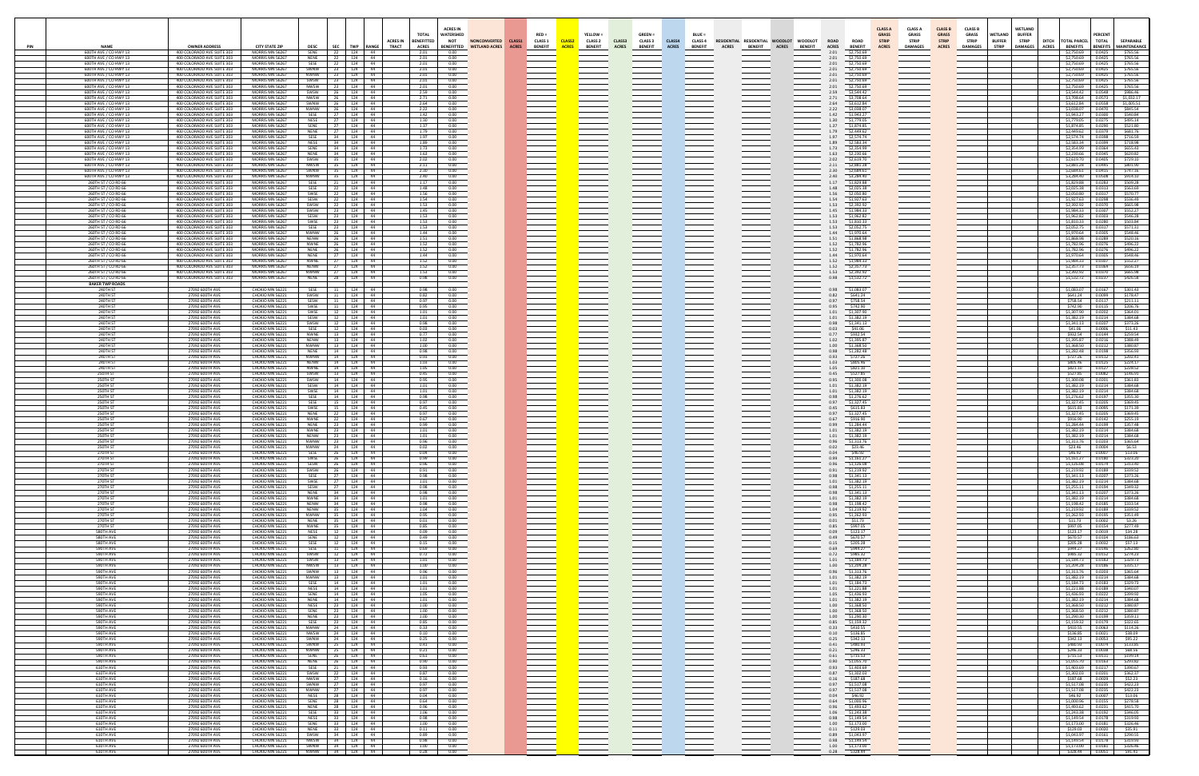| PIN | NAME | OWNER ADDRESS | CITY STATE ZIP | DESC | SEC | TWP | RANGE | ACRES IN TRACT | TOTAL BENEFITTED ACRES | ACRES IN WATERSHED NOT BENEFITTED | NONCONVERTED WETLAND ACRES | CLASS1 ACRES | RED = CLASS 1 BENEFIT | CLASS2 ACRES | YELLOW = CLASS 2 BENEFIT | CLASS3 ACRES | GREEN = CLASS 3 BENEFIT | CLASS4 ACRES | BLUE = CLASS 4 BENEFIT | RESIDENTIAL ACRES | RESIDENTIAL BENEFIT | WOODLOT ACRES | WOODLOT BENEFIT | ROAD ACRES | ROAD BENEFIT | CLASS A GRASS STRIP ACRES | CLASS A GRASS STRIP DAMAGES | CLASS B GRASS STRIP ACRES | CLASS B GRASS STRIP DAMAGES | WETLAND BUFFER STRIP | WETLAND BUFFER STRIP DAMAGES | DITCH ACRES | TOTAL PARCEL BENEFITS | PERCENT TOTAL BENEFITS | SEPARABLE MAINTENANCE |
|---|---|---|---|---|---|---|---|---|---|---|---|---|---|---|---|---|---|---|---|---|---|---|---|---|---|---|---|---|---|---|---|---|---|---|---|
| | 600TH AVE / CO HWY 13 | 400 COLORADO AVE SUITE 303 | MORRIS MN 56267 | SENE | 22 | 124 | 44 | | 2.01 | 0.00 | | | | | | | | | | | | | | 2.01 | $2,750.69 | | | | | | | | $2,750.69 | 0.0425 | $765.56 |
| | 600TH AVE / CO HWY 13 | 400 COLORADO AVE SUITE 303 | MORRIS MN 56267 | NENE | 22 | 124 | 44 | | 2.01 | 0.00 | | | | | | | | | | | | | | 2.01 | $2,750.69 | | | | | | | | $2,750.69 | 0.0425 | $765.56 |
| | 600TH AVE / CO HWY 13 | 400 COLORADO AVE SUITE 303 | MORRIS MN 56267 | SESE | 22 | 124 | 44 | | 2.01 | 0.00 | | | | | | | | | | | | | | 2.01 | $2,750.69 | | | | | | | | $2,750.69 | 0.0425 | $765.56 |
| | 600TH AVE / CO HWY 13 | 400 COLORADO AVE SUITE 303 | MORRIS MN 56267 | SWSW | 23 | 124 | 44 | | 2.01 | 0.00 | | | | | | | | | | | | | | 2.01 | $2,750.69 | | | | | | | | $2,750.69 | 0.0425 | $765.56 |
| | 600TH AVE / CO HWY 13 | 400 COLORADO AVE SUITE 303 | MORRIS MN 56267 | NWNW | 23 | 124 | 44 | | 2.01 | 0.00 | | | | | | | | | | | | | | 2.01 | $2,750.69 | | | | | | | | $2,750.69 | 0.0425 | $765.56 |
| | 600TH AVE / CO HWY 13 | 400 COLORADO AVE SUITE 303 | MORRIS MN 56267 | SWSW | 23 | 124 | 44 | | 2.01 | 0.00 | | | | | | | | | | | | | | 2.01 | $2,750.69 | | | | | | | | $2,750.69 | 0.0425 | $765.56 |
| | 600TH AVE / CO HWY 13 | 400 COLORADO AVE SUITE 303 | MORRIS MN 56267 | NWSW | 23 | 124 | 44 | | 2.01 | 0.00 | | | | | | | | | | | | | | 2.01 | $2,750.69 | | | | | | | | $2,750.69 | 0.0425 | $765.56 |
| | 600TH AVE / CO HWY 13 | 400 COLORADO AVE SUITE 303 | MORRIS MN 56267 | SWSW | 26 | 124 | 44 | | 2.56 | 0.00 | | | | | | | | | | | | | | 2.59 | $3,544.42 | | | | | | | | $3,544.42 | 0.0548 | $986.66 |
| | 600TH AVE / CO HWY 13 | 400 COLORADO AVE SUITE 303 | MORRIS MN 56267 | NWSW | 26 | 124 | 44 | | 2.71 | 0.00 | | | | | | | | | | | | | | 2.71 | $3,708.64 | | | | | | | | $3,708.64 | 0.0573 | $1,032.17 |
| | 600TH AVE / CO HWY 13 | 400 COLORADO AVE SUITE 303 | MORRIS MN 56267 | SWNW | 26 | 124 | 44 | | 2.64 | 0.00 | | | | | | | | | | | | | | 2.64 | $3,612.84 | | | | | | | | $3,612.84 | 0.0558 | $1,005.51 |
| | 600TH AVE / CO HWY 13 | 400 COLORADO AVE SUITE 303 | MORRIS MN 56267 | NWNW | 26 | 124 | 44 | | 2.22 | 0.00 | | | | | | | | | | | | | | 2.22 | $3,038.07 | | | | | | | | $3,038.07 | 0.0470 | $845.54 |
| | 600TH AVE / CO HWY 13 | 400 COLORADO AVE SUITE 303 | MORRIS MN 56267 | SESE | 27 | 124 | 44 | | 1.42 | 0.00 | | | | | | | | | | | | | | 1.42 | $1,943.27 | | | | | | | | $1,943.27 | 0.0300 | $540.84 |
| | 600TH AVE / CO HWY 13 | 400 COLORADO AVE SUITE 303 | MORRIS MN 56267 | NESE | 27 | 124 | 44 | | 1.30 | 0.00 | | | | | | | | | | | | | | 1.30 | $1,779.05 | | | | | | | | $1,779.05 | 0.0275 | $495.14 |
| | 600TH AVE / CO HWY 13 | 400 COLORADO AVE SUITE 303 | MORRIS MN 56267 | SENE | 27 | 124 | 44 | | 1.37 | 0.00 | | | | | | | | | | | | | | 1.37 | $1,874.85 | | | | | | | | $1,874.85 | 0.0290 | $521.80 |
| | 600TH AVE / CO HWY 13 | 400 COLORADO AVE SUITE 303 | MORRIS MN 56267 | NENE | 27 | 124 | 44 | | 1.79 | 0.00 | | | | | | | | | | | | | | 1.79 | $2,449.62 | | | | | | | | $2,449.62 | 0.0379 | $681.76 |
| | 600TH AVE / CO HWY 13 | 400 COLORADO AVE SUITE 303 | MORRIS MN 56267 | SESE | 34 | 124 | 44 | | 1.97 | 0.00 | | | | | | | | | | | | | | 1.97 | $2,576.74 | | | | | | | | $2,576.74 | 0.0398 | $716.50 |
| | 600TH AVE / CO HWY 13 | 400 COLORADO AVE SUITE 303 | MORRIS MN 56267 | NESE | 34 | 124 | 44 | | 1.89 | 0.00 | | | | | | | | | | | | | | 1.89 | $2,583.34 | | | | | | | | $2,583.34 | 0.0399 | $718.98 |
| | 600TH AVE / CO HWY 13 | 400 COLORADO AVE SUITE 303 | MORRIS MN 56267 | SENE | 34 | 124 | 44 | | 1.73 | 0.00 | | | | | | | | | | | | | | 1.73 | $2,354.99 | | | | | | | | $2,354.99 | 0.0364 | $655.43 |
| | 600TH AVE / CO HWY 13 | 400 COLORADO AVE SUITE 303 | MORRIS MN 56267 | NENE | 34 | 124 | 44 | | 1.63 | 0.00 | | | | | | | | | | | | | | 1.63 | $2,230.66 | | | | | | | | $2,230.66 | 0.0345 | $620.82 |
| | 600TH AVE / CO HWY 13 | 400 COLORADO AVE SUITE 303 | MORRIS MN 56267 | SWSW | 35 | 124 | 44 | | 2.02 | 0.00 | | | | | | | | | | | | | | 2.02 | $2,619.70 | | | | | | | | $2,619.70 | 0.0405 | $729.10 |
| | 600TH AVE / CO HWY 13 | 400 COLORADO AVE SUITE 303 | MORRIS MN 56267 | NWSW | 35 | 124 | 44 | | 2.11 | 0.00 | | | | | | | | | | | | | | 2.11 | $2,881.28 | | | | | | | | $2,881.28 | 0.0445 | $801.90 |
| | 600TH AVE / CO HWY 13 | 400 COLORADO AVE SUITE 303 | MORRIS MN 56267 | SWNW | 35 | 124 | 44 | | 2.30 | 0.00 | | | | | | | | | | | | | | 2.30 | $2,689.61 | | | | | | | | $2,689.61 | 0.0415 | $747.16 |
| | 600TH AVE / CO HWY 13 | 400 COLORADO AVE SUITE 303 | MORRIS MN 56267 | NWNW | 35 | 124 | 44 | | 2.40 | 0.00 | | | | | | | | | | | | | | 2.40 | $3,284.40 | | | | | | | | $3,284.40 | 0.0508 | $914.10 |
| | 260TH ST / CO RD 66 | 400 COLORADO AVE SUITE 303 | MORRIS MN 56267 | SESE | 21 | 124 | 44 | | 1.17 | 0.00 | | | | | | | | | | | | | | 1.17 | $1,829.88 | | | | | | | | $1,829.88 | 0.0283 | $509.28 |
| | 260TH ST / CO RD 66 | 400 COLORADO AVE SUITE 303 | MORRIS MN 56267 | SESE | 22 | 124 | 44 | | 1.48 | 0.00 | | | | | | | | | | | | | | 1.48 | $2,025.38 | | | | | | | | $2,025.38 | 0.0313 | $563.69 |
| | 260TH ST / CO RD 66 | 400 COLORADO AVE SUITE 303 | MORRIS MN 56267 | SWSE | 22 | 124 | 44 | | 1.56 | 0.00 | | | | | | | | | | | | | | 1.56 | $2,050.80 | | | | | | | | $2,050.80 | 0.0317 | $570.77 |
| | 260TH ST / CO RD 66 | 400 COLORADO AVE SUITE 303 | MORRIS MN 56267 | SESW | 22 | 124 | 44 | | 1.54 | 0.00 | | | | | | | | | | | | | | 1.54 | $1,927.63 | | | | | | | | $1,927.63 | 0.0298 | $536.49 |
| | 260TH ST / CO RD 66 | 400 COLORADO AVE SUITE 303 | MORRIS MN 56267 | SWSW | 22 | 124 | 44 | | 1.54 | 0.00 | | | | | | | | | | | | | | 1.53 | $2,392.92 | | | | | | | | $2,392.92 | 0.0370 | $665.98 |
| | 260TH ST / CO RD 66 | 400 COLORADO AVE SUITE 303 | MORRIS MN 56267 | SWSW | 23 | 124 | 44 | | 1.45 | 0.00 | | | | | | | | | | | | | | 1.45 | $1,984.33 | | | | | | | | $1,984.33 | 0.0307 | $552.27 |
| | 260TH ST / CO RD 66 | 400 COLORADO AVE SUITE 303 | MORRIS MN 56267 | SESW | 23 | 124 | 44 | | 1.53 | 0.00 | | | | | | | | | | | | | | 1.53 | $1,962.82 | | | | | | | | $1,962.82 | 0.0303 | $546.28 |
| | 260TH ST / CO RD 66 | 400 COLORADO AVE SUITE 303 | MORRIS MN 56267 | SWSE | 23 | 124 | 44 | | 1.53 | 0.00 | | | | | | | | | | | | | | 1.53 | $1,810.33 | | | | | | | | $1,810.33 | 0.0280 | $503.84 |
| | 260TH ST / CO RD 66 | 400 COLORADO AVE SUITE 303 | MORRIS MN 56267 | SESE | 23 | 124 | 44 | | 1.53 | 0.00 | | | | | | | | | | | | | | 1.53 | $2,052.75 | | | | | | | | $2,052.75 | 0.0317 | $571.31 |
| | 260TH ST / CO RD 66 | 400 COLORADO AVE SUITE 303 | MORRIS MN 56267 | NWNW | 26 | 124 | 44 | | 1.44 | 0.00 | | | | | | | | | | | | | | 1.44 | $1,970.64 | | | | | | | | $1,970.64 | 0.0305 | $548.46 |
| | 260TH ST / CO RD 66 | 400 COLORADO AVE SUITE 303 | MORRIS MN 56267 | NENW | 26 | 124 | 44 | | 1.51 | 0.00 | | | | | | | | | | | | | | 1.51 | $1,868.98 | | | | | | | | $1,868.98 | 0.0289 | $520.16 |
| | 260TH ST / CO RD 66 | 400 COLORADO AVE SUITE 303 | MORRIS MN 56267 | NWNE | 26 | 124 | 44 | | 1.52 | 0.00 | | | | | | | | | | | | | | 1.52 | $1,782.96 | | | | | | | | $1,782.96 | 0.0276 | $496.22 |
| | 260TH ST / CO RD 66 | 400 COLORADO AVE SUITE 303 | MORRIS MN 56267 | NENE | 26 | 124 | 44 | | 1.52 | 0.00 | | | | | | | | | | | | | | 1.52 | $1,782.96 | | | | | | | | $1,782.96 | 0.0276 | $496.22 |
| | 260TH ST / CO RD 66 | 400 COLORADO AVE SUITE 303 | MORRIS MN 56267 | NENE | 27 | 124 | 44 | | 1.44 | 0.00 | | | | | | | | | | | | | | 1.44 | $1,970.64 | | | | | | | | $1,970.64 | 0.0305 | $548.46 |
| | 260TH ST / CO RD 66 | 400 COLORADO AVE SUITE 303 | MORRIS MN 56267 | NWNE | 27 | 124 | 44 | | 1.52 | 0.00 | | | | | | | | | | | | | | 1.52 | $1,984.33 | | | | | | | | $1,984.33 | 0.0307 | $552.27 |
| | 260TH ST / CO RD 66 | 400 COLORADO AVE SUITE 303 | MORRIS MN 56267 | NENW | 27 | 124 | 44 | | 1.52 | 0.00 | | | | | | | | | | | | | | 1.52 | $2,367.79 | | | | | | | | $2,367.79 | 0.0366 | $658.98 |
| | 260TH ST / CO RD 66 | 400 COLORADO AVE SUITE 303 | MORRIS MN 56267 | NWNW | 27 | 124 | 44 | | 1.53 | 0.00 | | | | | | | | | | | | | | 1.53 | $2,392.92 | | | | | | | | $2,392.92 | 0.0370 | $665.98 |
| | 260TH ST / CO RD 66 | 400 COLORADO AVE SUITE 303 | MORRIS MN 56267 | NENE | 28 | 124 | 44 | | 0.98 | 0.00 | | | | | | | | | | | | | | 0.98 | $1,532.72 | | | | | | | | $1,532.72 | 0.0237 | $426.58 |
| | BAKER TWP ROADS | | | | | | | | | | | | | | | | | | | | | | | | | | | | | | | | | | |
| | 240TH ST | 27090 600TH AVE | CHOKIO MN 56221 | SESE | 11 | 124 | 44 | | 0.98 | 0.00 | | | | | | | | | | | | | | 0.98 | $1,083.07 | | | | | | | | $1,083.07 | 0.0167 | $301.43 |
| | 240TH ST | 27090 600TH AVE | CHOKIO MN 56221 | SWSW | 11 | 124 | 44 | | 0.82 | 0.00 | | | | | | | | | | | | | | 0.82 | $641.24 | | | | | | | | $641.24 | 0.0099 | $178.47 |
| | 240TH ST | 27090 600TH AVE | CHOKIO MN 56221 | SESW | 11 | 124 | 44 | | 0.97 | 0.00 | | | | | | | | | | | | | | 0.97 | $758.54 | | | | | | | | $758.54 | 0.0117 | $211.11 |
| | 240TH ST | 27090 600TH AVE | CHOKIO MN 56221 | SWSE | 11 | 124 | 44 | | 0.95 | 0.00 | | | | | | | | | | | | | | 0.95 | $742.90 | | | | | | | | $742.90 | 0.0115 | $206.76 |
| | 240TH ST | 27090 600TH AVE | CHOKIO MN 56221 | SWSE | 12 | 124 | 44 | | 1.01 | 0.00 | | | | | | | | | | | | | | 1.01 | $1,307.90 | | | | | | | | $1,307.90 | 0.0202 | $364.01 |
| | 240TH ST | 27090 600TH AVE | CHOKIO MN 56221 | SESW | 12 | 124 | 44 | | 1.01 | 0.00 | | | | | | | | | | | | | | 1.01 | $1,382.19 | | | | | | | | $1,382.19 | 0.0214 | $384.68 |
| | 240TH ST | 27090 600TH AVE | CHOKIO MN 56221 | SWSW | 12 | 124 | 44 | | 0.98 | 0.00 | | | | | | | | | | | | | | 0.98 | $1,341.13 | | | | | | | | $1,341.13 | 0.0207 | $373.26 |
| | 240TH ST | 27090 600TH AVE | CHOKIO MN 56221 | SESE | 12 | 124 | 44 | | 0.03 | 0.00 | | | | | | | | | | | | | | 0.03 | $41.06 | | | | | | | | $41.06 | 0.0006 | $11.43 |
| | 240TH ST | 27090 600TH AVE | CHOKIO MN 56221 | NWNE | 13 | 124 | 44 | | 0.77 | 0.00 | | | | | | | | | | | | | | 0.77 | $932.54 | | | | | | | | $932.54 | 0.0144 | $259.54 |
| | 240TH ST | 27090 600TH AVE | CHOKIO MN 56221 | NENW | 13 | 124 | 44 | | 1.02 | 0.00 | | | | | | | | | | | | | | 1.02 | $1,395.87 | | | | | | | | $1,395.87 | 0.0216 | $388.49 |
| | 240TH ST | 27090 600TH AVE | CHOKIO MN 56221 | NWNW | 13 | 124 | 44 | | 1.00 | 0.00 | | | | | | | | | | | | | | 1.00 | $1,368.50 | | | | | | | | $1,368.50 | 0.0212 | $380.87 |
| | 240TH ST | 27090 600TH AVE | CHOKIO MN 56221 | NENE | 14 | 124 | 44 | | 0.88 | 0.00 | | | | | | | | | | | | | | 0.88 | $1,282.48 | | | | | | | | $1,282.48 | 0.0198 | $356.93 |
| | 240TH ST | 27090 600TH AVE | CHOKIO MN 56221 | NWNE | 14 | 124 | 44 | | 0.93 | 0.00 | | | | | | | | | | | | | | 0.93 | $727.26 | | | | | | | | $727.26 | 0.0112 | $202.41 |
| | 240TH ST | 27090 600TH AVE | CHOKIO MN 56221 | NENW | 14 | 124 | 44 | | 1.03 | 0.00 | | | | | | | | | | | | | | 1.03 | $805.46 | | | | | | | | $805.46 | 0.0125 | $224.17 |
| | 240TH ST | 27090 600TH AVE | CHOKIO MN 56221 | NWNW | 14 | 124 | 44 | | 1.05 | 0.00 | | | | | | | | | | | | | | 1.05 | $821.10 | | | | | | | | $821.10 | 0.0127 | $228.52 |
| | 250TH ST | 27090 600TH AVE | CHOKIO MN 56221 | SWSW | 14 | 124 | 44 | | 0.45 | 0.00 | | | | | | | | | | | | | | 0.45 | $527.85 | | | | | | | | $527.85 | 0.0082 | $146.91 |
| | 250TH ST | 27090 600TH AVE | CHOKIO MN 56221 | SWSW | 14 | 124 | 44 | | 0.95 | 0.00 | | | | | | | | | | | | | | 0.95 | $1,300.08 | | | | | | | | $1,300.08 | 0.0201 | $361.83 |
| | 250TH ST | 27090 600TH AVE | CHOKIO MN 56221 | SESW | 14 | 124 | 44 | | 1.01 | 0.00 | | | | | | | | | | | | | | 1.01 | $1,382.19 | | | | | | | | $1,382.19 | 0.0214 | $384.68 |
| | 250TH ST | 27090 600TH AVE | CHOKIO MN 56221 | SWSE | 14 | 124 | 44 | | 1.01 | 0.00 | | | | | | | | | | | | | | 1.01 | $1,382.19 | | | | | | | | $1,382.19 | 0.0214 | $384.68 |
| | 250TH ST | 27090 600TH AVE | CHOKIO MN 56221 | SESE | 14 | 124 | 44 | | 0.98 | 0.00 | | | | | | | | | | | | | | 0.98 | $1,276.62 | | | | | | | | $1,276.62 | 0.0197 | $355.30 |
| | 250TH ST | 27090 600TH AVE | CHOKIO MN 56221 | SESE | 15 | 124 | 44 | | 0.97 | 0.00 | | | | | | | | | | | | | | 0.97 | $1,327.45 | | | | | | | | $1,327.45 | 0.0205 | $369.45 |
| | 250TH ST | 27090 600TH AVE | CHOKIO MN 56221 | SWSE | 15 | 124 | 44 | | 0.45 | 0.00 | | | | | | | | | | | | | | 0.45 | $615.83 | | | | | | | | $615.83 | 0.0095 | $171.39 |
| | 250TH ST | 27090 600TH AVE | CHOKIO MN 56221 | NENE | 22 | 124 | 44 | | 0.97 | 0.00 | | | | | | | | | | | | | | 0.97 | $1,327.45 | | | | | | | | $1,327.45 | 0.0205 | $369.45 |
| | 250TH ST | 27090 600TH AVE | CHOKIO MN 56221 | NWNE | 22 | 124 | 44 | | 0.67 | 0.00 | | | | | | | | | | | | | | 0.67 | $916.90 | | | | | | | | $916.90 | 0.0142 | $255.19 |
| | 250TH ST | 27090 600TH AVE | CHOKIO MN 56221 | NENE | 23 | 124 | 44 | | 0.99 | 0.00 | | | | | | | | | | | | | | 0.99 | $1,284.44 | | | | | | | | $1,284.44 | 0.0199 | $357.48 |
| | 250TH ST | 27090 600TH AVE | CHOKIO MN 56221 | NWNE | 23 | 124 | 44 | | 1.01 | 0.00 | | | | | | | | | | | | | | 1.01 | $1,382.19 | | | | | | | | $1,382.19 | 0.0214 | $384.68 |
| | 250TH ST | 27090 600TH AVE | CHOKIO MN 56221 | NENW | 23 | 124 | 44 | | 1.01 | 0.00 | | | | | | | | | | | | | | 1.01 | $1,382.19 | | | | | | | | $1,382.19 | 0.0214 | $384.68 |
| | 250TH ST | 27090 600TH AVE | CHOKIO MN 56221 | NWNW | 23 | 124 | 44 | | 0.96 | 0.00 | | | | | | | | | | | | | | 0.96 | $1,313.76 | | | | | | | | $1,313.76 | 0.0203 | $365.64 |
| | 250TH ST | 27090 600TH AVE | CHOKIO MN 56221 | NWNE | 24 | 124 | 44 | | 0.02 | 0.00 | | | | | | | | | | | | | | 0.02 | $23.46 | | | | | | | | $23.46 | 0.0004 | $6.53 |
| | 270TH ST | 27090 600TH AVE | CHOKIO MN 56221 | SESE | 26 | 124 | 44 | | 0.04 | 0.00 | | | | | | | | | | | | | | 0.04 | $46.92 | | | | | | | | $46.92 | 0.0007 | $13.06 |
| | 270TH ST | 27090 600TH AVE | CHOKIO MN 56221 | SWSE | 26 | 124 | 44 | | 0.99 | 0.00 | | | | | | | | | | | | | | 0.99 | $1,161.27 | | | | | | | | $1,161.27 | 0.0180 | $323.20 |
| | 270TH ST | 27090 600TH AVE | CHOKIO MN 56221 | SESW | 26 | 124 | 44 | | 0.96 | 0.00 | | | | | | | | | | | | | | 0.96 | $1,126.08 | | | | | | | | $1,126.08 | 0.0174 | $313.40 |
| | 270TH ST | 27090 600TH AVE | CHOKIO MN 56221 | SWSW | 26 | 124 | 44 | | 0.91 | 0.00 | | | | | | | | | | | | | | 0.91 | $1,219.92 | | | | | | | | $1,219.92 | 0.0189 | $339.52 |
| | 270TH ST | 27090 600TH AVE | CHOKIO MN 56221 | SESE | 27 | 124 | 44 | | 0.98 | 0.00 | | | | | | | | | | | | | | 0.98 | $1,341.13 | | | | | | | | $1,341.13 | 0.0207 | $373.26 |
| | 270TH ST | 27090 600TH AVE | CHOKIO MN 56221 | SWSE | 27 | 124 | 44 | | 1.01 | 0.00 | | | | | | | | | | | | | | 1.01 | $1,382.19 | | | | | | | | $1,382.19 | 0.0214 | $384.68 |
| | 270TH ST | 27090 600TH AVE | CHOKIO MN 56221 | SESW | 27 | 124 | 44 | | 0.98 | 0.00 | | | | | | | | | | | | | | 0.98 | $1,255.11 | | | | | | | | $1,255.11 | 0.0194 | $349.32 |
| | 270TH ST | 27090 600TH AVE | CHOKIO MN 56221 | NENE | 34 | 124 | 44 | | 0.98 | 0.00 | | | | | | | | | | | | | | 0.98 | $1,341.13 | | | | | | | | $1,341.13 | 0.0207 | $373.26 |
| | 270TH ST | 27090 600TH AVE | CHOKIO MN 56221 | NWNE | 34 | 124 | 44 | | 1.01 | 0.00 | | | | | | | | | | | | | | 1.01 | $1,382.19 | | | | | | | | $1,382.19 | 0.0214 | $384.68 |
| | 270TH ST | 27090 600TH AVE | CHOKIO MN 56221 | NENW | 34 | 124 | 44 | | 0.88 | 0.00 | | | | | | | | | | | | | | 0.88 | $1,198.67 | | | | | | | | $1,198.67 | 0.0185 | $333.54 |
| | 270TH ST | 27090 600TH AVE | CHOKIO MN 56221 | NENE | 35 | 124 | 44 | | 1.04 | 0.00 | | | | | | | | | | | | | | 1.04 | $1,219.92 | | | | | | | | $1,219.92 | 0.0189 | $339.52 |
| | 270TH ST | 27090 600TH AVE | CHOKIO MN 56221 | NWNE | 35 | 124 | 44 | | 0.95 | 0.00 | | | | | | | | | | | | | | 0.95 | $1,262.93 | | | | | | | | $1,262.93 | 0.0195 | $351.49 |
| | 270TH ST | 27090 600TH AVE | CHOKIO MN 56221 | NENW | 35 | 124 | 44 | | 0.01 | 0.00 | | | | | | | | | | | | | | 0.01 | $11.73 | | | | | | | | $11.73 | 0.0002 | $3.26 |
| | 270TH ST | 27090 600TH AVE | CHOKIO MN 56221 | NWNW | 35 | 124 | 44 | | 0.85 | 0.00 | | | | | | | | | | | | | | 0.85 | $997.05 | | | | | | | | $997.05 | 0.0154 | $277.49 |
| | 580TH AVE | 27090 600TH AVE | CHOKIO MN 56221 | NESE | 12 | 124 | 44 | | 0.09 | 0.00 | | | | | | | | | | | | | | 0.09 | $123.17 | | | | | | | | $123.17 | 0.0019 | $34.28 |
| | 580TH AVE | 27090 600TH AVE | CHOKIO MN 56221 | SENE | 12 | 124 | 44 | | 0.49 | 0.00 | | | | | | | | | | | | | | 0.49 | $670.57 | | | | | | | | $670.57 | 0.0104 | $186.63 |
| | 580TH AVE | 27090 600TH AVE | CHOKIO MN 56221 | SESE | 12 | 124 | 44 | | 0.15 | 0.00 | | | | | | | | | | | | | | 0.15 | $205.28 | | | | | | | | $205.28 | 0.0032 | $57.13 |
| | 590TH AVE | 27090 600TH AVE | CHOKIO MN 56221 | SESE | 11 | 124 | 44 | | 0.69 | 0.00 | | | | | | | | | | | | | | 0.69 | $944.27 | | | | | | | | $944.27 | 0.0146 | $262.80 |
| | 590TH AVE | 27090 600TH AVE | CHOKIO MN 56221 | SWNW | 12 | 124 | 44 | | 0.72 | 0.00 | | | | | | | | | | | | | | 0.72 | $985.32 | | | | | | | | $985.32 | 0.0152 | $274.23 |
| | 590TH AVE | 27090 600TH AVE | CHOKIO MN 56221 | SWSW | 13 | 124 | 44 | | 1.01 | 0.00 | | | | | | | | | | | | | | 1.01 | $1,184.73 | | | | | | | | $1,184.73 | 0.0183 | $329.73 |
| | 590TH AVE | 27090 600TH AVE | CHOKIO MN 56221 | NWSW | 13 | 124 | 44 | | 1.00 | 0.00 | | | | | | | | | | | | | | 1.00 | $1,209.29 | | | | | | | | $1,209.29 | 0.0186 | $335.57 |
| | 590TH AVE | 27090 600TH AVE | CHOKIO MN 56221 | SWNW | 13 | 124 | 44 | | 0.96 | 0.00 | | | | | | | | | | | | | | 0.96 | $1,313.76 | | | | | | | | $1,313.76 | 0.0203 | $365.64 |
| | 590TH AVE | 27090 600TH AVE | CHOKIO MN 56221 | NWNW | 13 | 124 | 44 | | 1.01 | 0.00 | | | | | | | | | | | | | | 1.01 | $1,382.19 | | | | | | | | $1,382.19 | 0.0214 | $384.68 |
| | 590TH AVE | 27090 600TH AVE | CHOKIO MN 56221 | SESE | 14 | 124 | 44 | | 1.01 | 0.00 | | | | | | | | | | | | | | 1.01 | $1,184.73 | | | | | | | | $1,184.73 | 0.0183 | $329.73 |
| | 590TH AVE | 27090 600TH AVE | CHOKIO MN 56221 | NESE | 14 | 124 | 44 | | 1.01 | 0.00 | | | | | | | | | | | | | | 1.01 | $1,221.88 | | | | | | | | $1,221.88 | 0.0189 | $340.07 |
| | 590TH AVE | 27090 600TH AVE | CHOKIO MN 56221 | SENE | 14 | 124 | 44 | | 1.05 | 0.00 | | | | | | | | | | | | | | 1.05 | $1,436.93 | | | | | | | | $1,436.93 | 0.0222 | $399.92 |
| | 590TH AVE | 27090 600TH AVE | CHOKIO MN 56221 | NENE | 14 | 124 | 44 | | 1.01 | 0.00 | | | | | | | | | | | | | | 1.01 | $1,382.19 | | | | | | | | $1,382.19 | 0.0214 | $384.68 |
| | 590TH AVE | 27090 600TH AVE | CHOKIO MN 56221 | NESE | 23 | 124 | 44 | | 1.00 | 0.00 | | | | | | | | | | | | | | 1.00 | $1,368.50 | | | | | | | | $1,368.50 | 0.0212 | $380.87 |
| | 590TH AVE | 27090 600TH AVE | CHOKIO MN 56221 | NENE | 23 | 124 | 44 | | 1.00 | 0.00 | | | | | | | | | | | | | | 1.00 | $1,368.50 | | | | | | | | $1,368.50 | 0.0212 | $380.87 |
| | 590TH AVE | 27090 600TH AVE | CHOKIO MN 56221 | SENE | 23 | 124 | 44 | | 1.00 | 0.00 | | | | | | | | | | | | | | 1.00 | $1,290.30 | | | | | | | | $1,290.30 | 0.0199 | $359.11 |
| | 590TH AVE | 27090 600TH AVE | CHOKIO MN 56221 | SESE | 23 | 124 | 44 | | 0.85 | 0.00 | | | | | | | | | | | | | | 0.85 | $1,159.32 | | | | | | | | $1,159.32 | 0.0179 | $322.66 |
| | 590TH AVE | 27090 600TH AVE | CHOKIO MN 56221 | NWNW | 24 | 124 | 44 | | 0.33 | 0.00 | | | | | | | | | | | | | | 0.33 | $410.55 | | | | | | | | $410.55 | 0.0063 | $114.26 |
| | 590TH AVE | 27090 600TH AVE | CHOKIO MN 56221 | NWSW | 24 | 124 | 44 | | 0.10 | 0.00 | | | | | | | | | | | | | | 0.10 | $136.85 | | | | | | | | $136.85 | 0.0021 | $38.09 |
| | 590TH AVE | 27090 600TH AVE | CHOKIO MN 56221 | SWNW | 24 | 124 | 44 | | 0.25 | 0.00 | | | | | | | | | | | | | | 0.25 | $342.13 | | | | | | | | $342.13 | 0.0053 | $95.22 |
| | 590TH AVE | 27090 600TH AVE | CHOKIO MN 56221 | SWSW | 25 | 124 | 44 | | 0.61 | 0.00 | | | | | | | | | | | | | | 0.61 | $480.69 | | | | | | | | $480.69 | 0.0074 | $133.76 |
| | 590TH AVE | 27090 600TH AVE | CHOKIO MN 56221 | NWNW | 25 | 124 | 44 | | 0.21 | 0.00 | | | | | | | | | | | | | | 0.21 | $246.33 | | | | | | | | $246.33 | 0.0038 | $68.56 |
| | 590TH AVE | 27090 600TH AVE | CHOKIO MN 56221 | SESE | 26 | 124 | 44 | | 0.61 | 0.00 | | | | | | | | | | | | | | 0.61 | $715.53 | | | | | | | | $715.53 | 0.0111 | $199.14 |
| | 590TH AVE | 27090 600TH AVE | CHOKIO MN 56221 | NESE | 26 | 124 | 44 | | 0.90 | 0.00 | | | | | | | | | | | | | | 0.90 | $1,055.70 | | | | | | | | $1,055.70 | 0.0163 | $293.82 |
| | 590TH AVE | 27090 600TH AVE | CHOKIO MN 56221 | SESE | 35 | 124 | 44 | | 0.93 | 0.00 | | | | | | | | | | | | | | 0.93 | $1,403.69 | | | | | | | | $1,403.69 | 0.0217 | $390.67 |
| | 610TH AVE | 27090 600TH AVE | CHOKIO MN 56221 | SWSW | 22 | 124 | 44 | | 0.87 | 0.00 | | | | | | | | | | | | | | 0.87 | $1,302.03 | | | | | | | | $1,302.03 | 0.0201 | $362.37 |
| | 610TH AVE | 27090 600TH AVE | CHOKIO MN 56221 | NWSW | 27 | 124 | 44 | | 0.16 | 0.00 | | | | | | | | | | | | | | 0.16 | $187.68 | | | | | | | | $187.68 | 0.0029 | $52.23 |
| | 610TH AVE | 27090 600TH AVE | CHOKIO MN 56221 | SWNW | 27 | 124 | 44 | | 0.97 | 0.00 | | | | | | | | | | | | | | 0.97 | $1,517.08 | | | | | | | | $1,517.08 | 0.0235 | $422.23 |
| | 610TH AVE | 27090 600TH AVE | CHOKIO MN 56221 | NWNW | 27 | 124 | 44 | | 0.97 | 0.00 | | | | | | | | | | | | | | 0.97 | $1,517.08 | | | | | | | | $1,517.08 | 0.0235 | $422.23 |
| | 610TH AVE | 27090 600TH AVE | CHOKIO MN 56221 | NESE | 28 | 124 | 44 | | 0.04 | 0.00 | | | | | | | | | | | | | | 0.04 | $46.92 | | | | | | | | $46.92 | 0.0007 | $13.06 |
| | 610TH AVE | 27090 600TH AVE | CHOKIO MN 56221 | SENE | 28 | 124 | 44 | | 0.84 | 0.00 | | | | | | | | | | | | | | 0.84 | $1,000.96 | | | | | | | | $1,000.96 | 0.0155 | $278.58 |
| | 610TH AVE | 27090 600TH AVE | CHOKIO MN 56221 | NENE | 28 | 124 | 44 | | 0.96 | 0.00 | | | | | | | | | | | | | | 0.96 | $1,493.62 | | | | | | | | $1,493.62 | 0.0231 | $415.70 |
| | 610TH AVE | 27090 600TH AVE | CHOKIO MN 56221 | SESE | 28 | 124 | 44 | | 1.06 | 0.00 | | | | | | | | | | | | | | 1.06 | $1,243.38 | | | | | | | | $1,243.38 | 0.0192 | $346.05 |
| | 610TH AVE | 27090 600TH AVE | CHOKIO MN 56221 | NESE | 33 | 124 | 44 | | 0.98 | 0.00 | | | | | | | | | | | | | | 0.98 | $1,149.54 | | | | | | | | $1,149.54 | 0.0178 | $319.93 |
| | 610TH AVE | 27090 600TH AVE | CHOKIO MN 56221 | SENE | 33 | 124 | 44 | | 1.00 | 0.00 | | | | | | | | | | | | | | 1.00 | $1,173.00 | | | | | | | | $1,173.00 | 0.0181 | $326.46 |
| | 610TH AVE | 27090 600TH AVE | CHOKIO MN 56221 | NENE | 33 | 124 | 44 | | 0.11 | 0.00 | | | | | | | | | | | | | | 0.11 | $129.03 | | | | | | | | $129.03 | 0.0020 | $35.91 |
| | 610TH AVE | 27090 600TH AVE | CHOKIO MN 56221 | SWSW | 34 | 124 | 44 | | 0.89 | 0.00 | | | | | | | | | | | | | | 0.89 | $1,043.97 | | | | | | | | $1,043.97 | 0.0161 | $290.55 |
| | 610TH AVE | 27090 600TH AVE | CHOKIO MN 56221 | NWSW | 34 | 124 | 44 | | 0.98 | 0.00 | | | | | | | | | | | | | | 0.98 | $1,149.54 | | | | | | | | $1,149.54 | 0.0178 | $319.93 |
| | 610TH AVE | 27090 600TH AVE | CHOKIO MN 56221 | SWNW | 34 | 124 | 44 | | 1.00 | 0.00 | | | | | | | | | | | | | | 1.00 | $1,173.00 | | | | | | | | $1,173.00 | 0.0181 | $326.46 |
| | 610TH AVE | 27090 600TH AVE | CHOKIO MN 56221 | NWNW | 34 | 124 | 44 | | 0.28 | 0.00 | | | | | | | | | | | | | | 0.28 | $328.44 | | | | | | | | $328.44 | 0.0051 | $91.41 |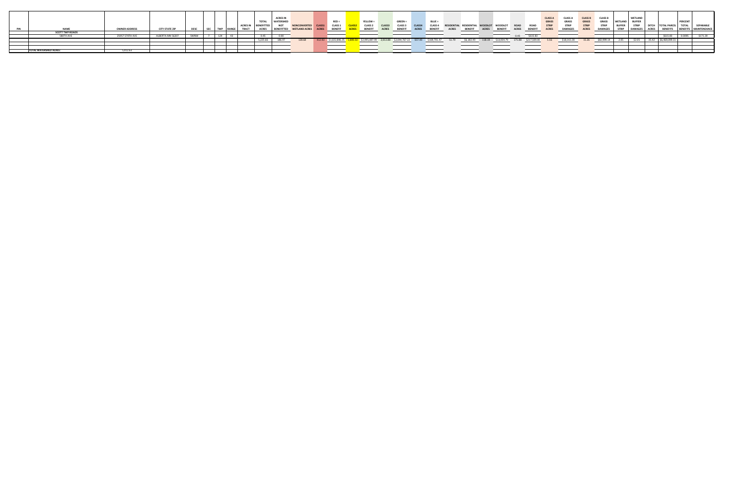| PIN | NAME | OWNER ADDRESS | CITY STATE ZIP | DESC | SEC | TWP | RANGE | ACRES IN TRACT | TOTAL BENEFITTED ACRES | ACRES IN WATERSHED NOT BENEFITTED | NONCONVERTED WETLAND ACRES | CLASS1 ACRES | RED = CLASS 1 BENEFIT | CLASS2 ACRES | YELLOW = CLASS 2 BENEFIT | CLASS3 ACRES | GREEN = CLASS 3 BENEFIT | CLASS4 ACRES | BLUE = CLASS 4 BENEFIT | RESIDENTIAL ACRES | RESIDENTIAL BENEFIT | WOODLOT ACRES | WOODLOT BENEFIT | ROAD ACRES | ROAD BENEFIT | CLASS A GRASS STRIP ACRES | CLASS A GRASS STRIP DAMAGES | CLASS B GRASS STRIP ACRES | CLASS B GRASS STRIP DAMAGES | WETLAND BUFFER STRIP | WETLAND BUFFER STRIP DAMAGES | DITCH ACRES | TOTAL PARCEL BENEFITS | PERCENT TOTAL BENEFITS | SEPARABLE MAINTENEANCE |
|---|---|---|---|---|---|---|---|---|---|---|---|---|---|---|---|---|---|---|---|---|---|---|---|---|---|---|---|---|---|---|---|---|---|---|---|
| | SCOTT TWP ROADS | | | | | | | | | | | | | | | | | | | | | | | | | | | | | | | | | | |
| | 580TH AVE | 25917 570TH AVE | ALBERTA MN 56207 | SWNW | 7 | 124 | 43 | | 0.45 | 0.00 | | | | | | | | | | | | | | 0.45 | $615.83 | | | | | | | | $615.83 | 0.0095 | $171.39 |
| | | | | | | | | | 5,225.66 | 186.97 | 128.68 | 412.93 | $1,022,846.35 | 1,899.50 | $2,995,087.99 | 2,013.88 | $2,004,767.22 | 557.49 | $168,701.47 | 51.79 | $6,182.49 | 118.19 | $13,004.79 | 171.88 | $217,504.00 | 5.56 | $18,142.28 | 35.26 | $82,999.14 | 2.05 | $2.05 | 35.42 | $6,469,098.32 | | |
| | | | | | | | | | | | | | | | | | | | | | | | | | | | | | | | | | | | |
| | TOTAL WATERSHED ACRES: | 5,412.63 | | | | | | | | | | | | | | | | | | | | | | | | | | | | | | | | | |